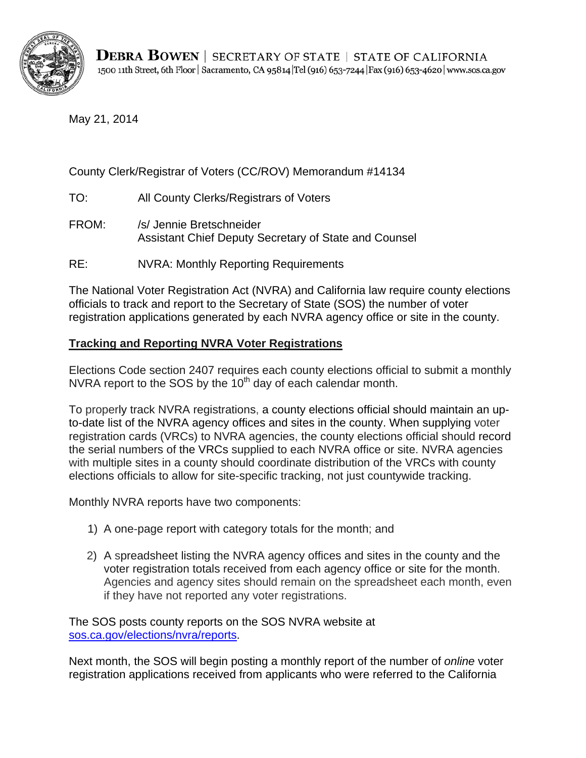**DEBRA BOWEN** | SECRETARY OF STATE | STATE OF CALIFORNIA
1500 11th Street, 6th Floor | Sacramento, CA 95814 | Tel (916) 653-7244 | Fax (916) 653-4620 | www.sos.ca.gov

May 21, 2014

County Clerk/Registrar of Voters (CC/ROV) Memorandum #14134

TO: All County Clerks/Registrars of Voters

FROM: /s/ Jennie Bretschneider
Assistant Chief Deputy Secretary of State and Counsel

RE: NVRA: Monthly Reporting Requirements

The National Voter Registration Act (NVRA) and California law require county elections officials to track and report to the Secretary of State (SOS) the number of voter registration applications generated by each NVRA agency office or site in the county.

**Tracking and Reporting NVRA Voter Registrations**

Elections Code section 2407 requires each county elections official to submit a monthly NVRA report to the SOS by the 10th day of each calendar month.

To properly track NVRA registrations, a county elections official should maintain an up-to-date list of the NVRA agency offices and sites in the county. When supplying voter registration cards (VRCs) to NVRA agencies, the county elections official should record the serial numbers of the VRCs supplied to each NVRA office or site. NVRA agencies with multiple sites in a county should coordinate distribution of the VRCs with county elections officials to allow for site-specific tracking, not just countywide tracking.

Monthly NVRA reports have two components:

1) A one-page report with category totals for the month; and

2) A spreadsheet listing the NVRA agency offices and sites in the county and the voter registration totals received from each agency office or site for the month. Agencies and agency sites should remain on the spreadsheet each month, even if they have not reported any voter registrations.

The SOS posts county reports on the SOS NVRA website at sos.ca.gov/elections/nvra/reports.

Next month, the SOS will begin posting a monthly report of the number of *online* voter registration applications received from applicants who were referred to the California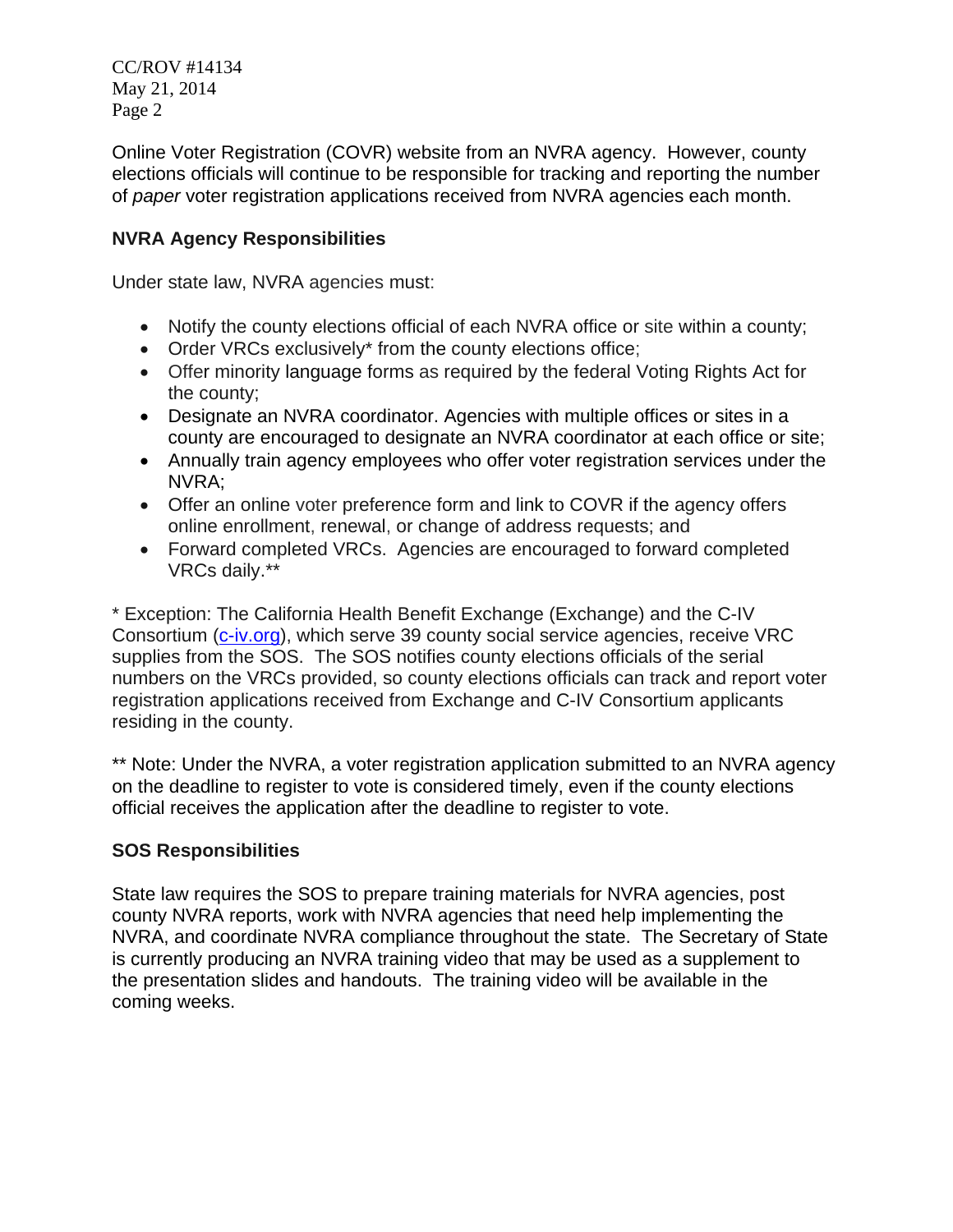Online Voter Registration (COVR) website from an NVRA agency. However, county elections officials will continue to be responsible for tracking and reporting the number of *paper* voter registration applications received from NVRA agencies each month.

**NVRA Agency Responsibilities**

Under state law, NVRA agencies must:

- Notify the county elections official of each NVRA office or site within a county;
- Order VRCs exclusively* from the county elections office;
- Offer minority language forms as required by the federal Voting Rights Act for the county;
- Designate an NVRA coordinator. Agencies with multiple offices or sites in a county are encouraged to designate an NVRA coordinator at each office or site;
- Annually train agency employees who offer voter registration services under the NVRA;
- Offer an online voter preference form and link to COVR if the agency offers online enrollment, renewal, or change of address requests; and
- Forward completed VRCs. Agencies are encouraged to forward completed VRCs daily.**

* Exception: The California Health Benefit Exchange (Exchange) and the C-IV Consortium ([c-iv.org](c-iv.org)), which serve 39 county social service agencies, receive VRC supplies from the SOS. The SOS notifies county elections officials of the serial numbers on the VRCs provided, so county elections officials can track and report voter registration applications received from Exchange and C-IV Consortium applicants residing in the county.

** Note: Under the NVRA, a voter registration application submitted to an NVRA agency on the deadline to register to vote is considered timely, even if the county elections official receives the application after the deadline to register to vote.

**SOS Responsibilities**

State law requires the SOS to prepare training materials for NVRA agencies, post county NVRA reports, work with NVRA agencies that need help implementing the NVRA, and coordinate NVRA compliance throughout the state. The Secretary of State is currently producing an NVRA training video that may be used as a supplement to the presentation slides and handouts. The training video will be available in the coming weeks.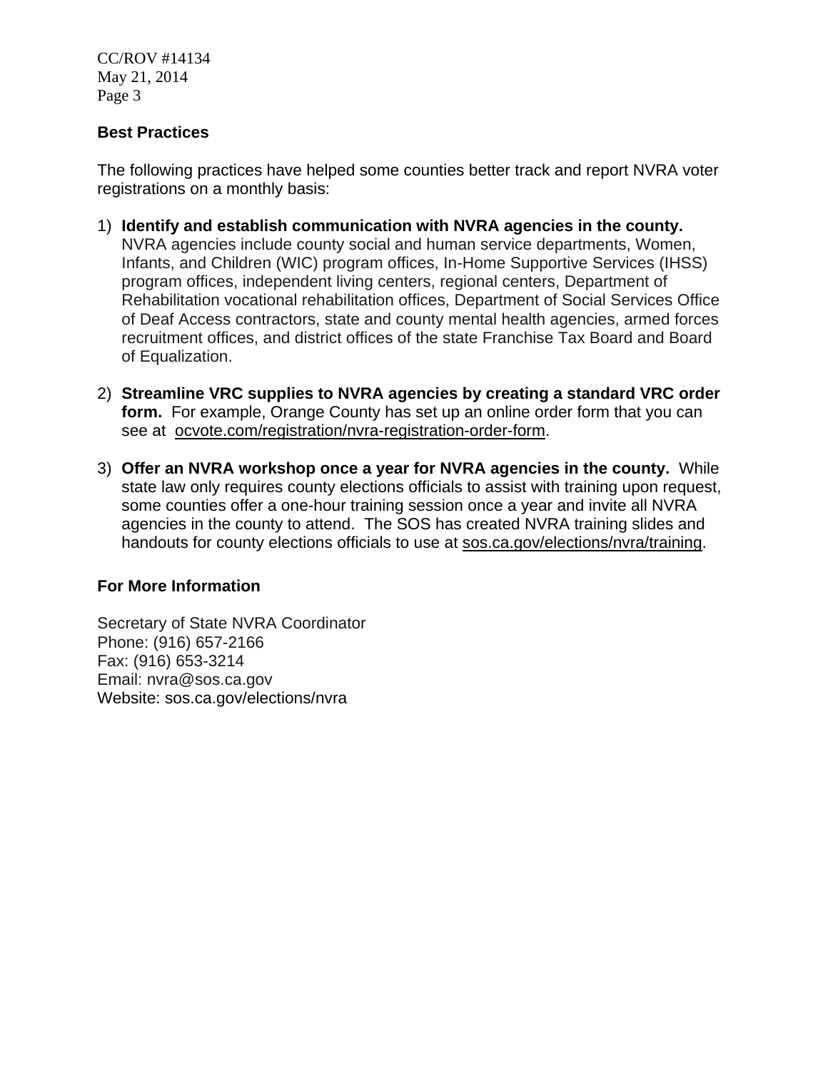## Best Practices

The following practices have helped some counties better track and report NVRA voter registrations on a monthly basis:

1) **Identify and establish communication with NVRA agencies in the county.** NVRA agencies include county social and human service departments, Women, Infants, and Children (WIC) program offices, In-Home Supportive Services (IHSS) program offices, independent living centers, regional centers, Department of Rehabilitation vocational rehabilitation offices, Department of Social Services Office of Deaf Access contractors, state and county mental health agencies, armed forces recruitment offices, and district offices of the state Franchise Tax Board and Board of Equalization.

2) **Streamline VRC supplies to NVRA agencies by creating a standard VRC order form.** For example, Orange County has set up an online order form that you can see at ocvote.com/registration/nvra-registration-order-form.

3) **Offer an NVRA workshop once a year for NVRA agencies in the county.** While state law only requires county elections officials to assist with training upon request, some counties offer a one-hour training session once a year and invite all NVRA agencies in the county to attend. The SOS has created NVRA training slides and handouts for county elections officials to use at sos.ca.gov/elections/nvra/training.

## For More Information

Secretary of State NVRA Coordinator
Phone: (916) 657-2166
Fax: (916) 653-3214
Email: nvra@sos.ca.gov
Website: sos.ca.gov/elections/nvra